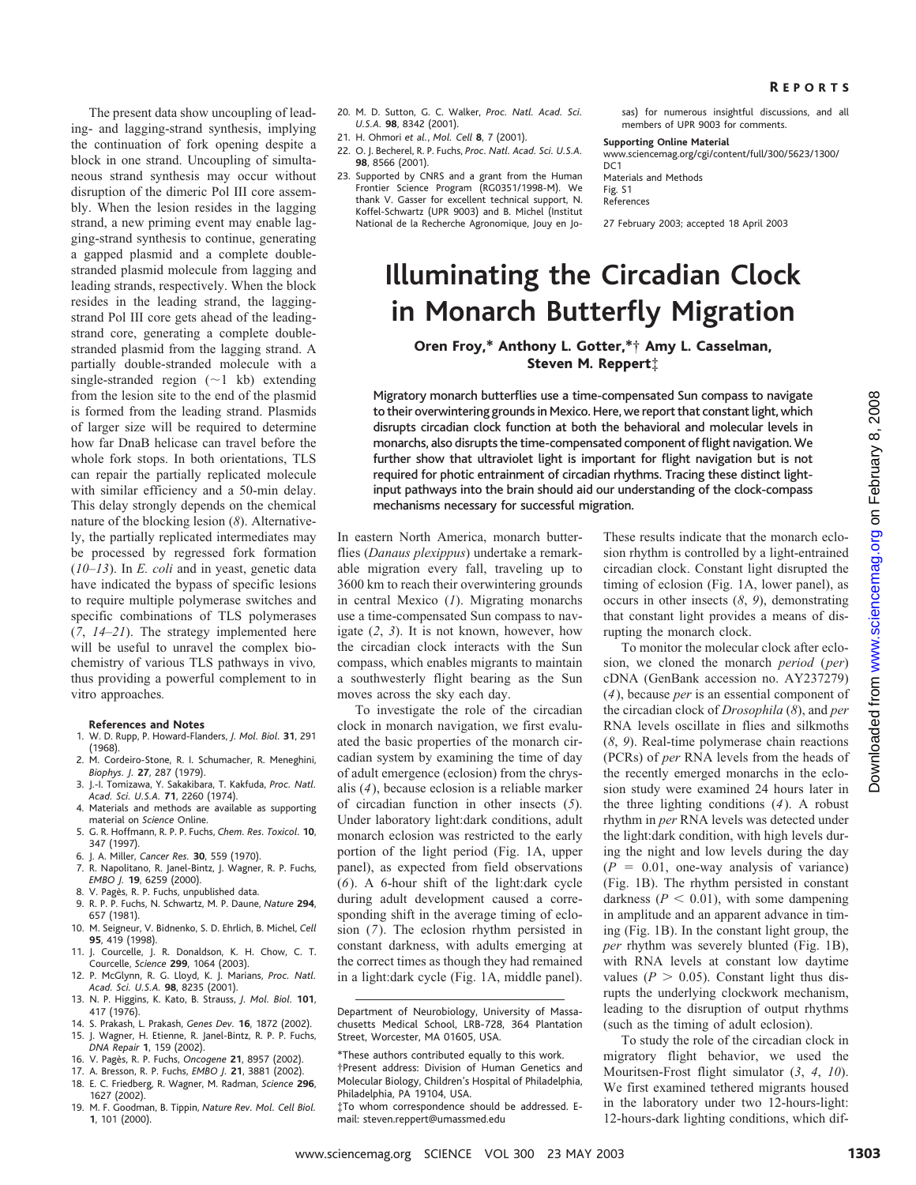The present data show uncoupling of leading- and lagging-strand synthesis, implying the continuation of fork opening despite a block in one strand. Uncoupling of simultaneous strand synthesis may occur without disruption of the dimeric Pol III core assembly. When the lesion resides in the lagging strand, a new priming event may enable lagging-strand synthesis to continue, generating a gapped plasmid and a complete double-stranded plasmid molecule from lagging and leading strands, respectively. When the block resides in the leading strand, the lagging-strand Pol III core gets ahead of the leading-strand core, generating a complete double-stranded plasmid from the lagging strand. A partially double-stranded molecule with a single-stranded region (~1 kb) extending from the lesion site to the end of the plasmid is formed from the leading strand. Plasmids of larger size will be required to determine how far DnaB helicase can travel before the whole fork stops. In both orientations, TLS can repair the partially replicated molecule with similar efficiency and a 50-min delay. This delay strongly depends on the chemical nature of the blocking lesion (*8*). Alternatively, the partially replicated intermediates may be processed by regressed fork formation (*10–13*). In *E. coli* and in yeast, genetic data have indicated the bypass of specific lesions to require multiple polymerase switches and specific combinations of TLS polymerases (*7*, *14–21*). The strategy implemented here will be useful to unravel the complex biochemistry of various TLS pathways in vivo, thus providing a powerful complement to in vitro approaches.

**References and Notes**

1. W. D. Rupp, P. Howard-Flanders, *J. Mol. Biol.* **31**, 291 (1968).
2. M. Cordeiro-Stone, R. I. Schumacher, R. Meneghini, *Biophys. J.* **27**, 287 (1979).
3. J.-I. Tomizawa, Y. Sakakibara, T. Kakfuda, *Proc. Natl. Acad. Sci. U.S.A.* **71**, 2260 (1974).
4. Materials and methods are available as supporting material on *Science* Online.
5. G. R. Hoffmann, R. P. P. Fuchs, *Chem. Res. Toxicol.* **10**, 347 (1997).
6. J. A. Miller, *Cancer Res.* **30**, 559 (1970).
7. R. Napolitano, R. Janel-Bintz, J. Wagner, R. P. Fuchs, *EMBO J.* **19**, 6259 (2000).
8. V. Pagès, R. P. Fuchs, unpublished data.
9. R. P. P. Fuchs, N. Schwartz, M. P. Daune, *Nature* **294**, 657 (1981).
10. M. Seigneur, V. Bidnenko, S. D. Ehrlich, B. Michel, *Cell* **95**, 419 (1998).
11. J. Courcelle, J. R. Donaldson, K. H. Chow, C. T. Courcelle, *Science* **299**, 1064 (2003).
12. P. McGlynn, R. G. Lloyd, K. J. Marians, *Proc. Natl. Acad. Sci. U.S.A.* **98**, 8235 (2001).
13. N. P. Higgins, K. Kato, B. Strauss, *J. Mol. Biol.* **101**, 417 (1976).
14. S. Prakash, L. Prakash, *Genes Dev.* **16**, 1872 (2002).
15. J. Wagner, H. Etienne, R. Janel-Bintz, R. P. P. Fuchs, *DNA Repair* **1**, 159 (2002).
16. V. Pagès, R. P. Fuchs, *Oncogene* **21**, 8957 (2002).
17. A. Bresson, R. P. Fuchs, *EMBO J.* **21**, 3881 (2002).
18. E. C. Friedberg, R. Wagner, M. Radman, *Science* **296**, 1627 (2002).
19. M. F. Goodman, B. Tippin, *Nature Rev. Mol. Cell Biol.* **1**, 101 (2000).
20. M. D. Sutton, G. C. Walker, *Proc. Natl. Acad. Sci. U.S.A.* **98**, 8342 (2001).
21. H. Ohmori *et al.*, *Mol. Cell* **8**, 7 (2001).
22. O. J. Becherel, R. P. Fuchs, *Proc. Natl. Acad. Sci. U.S.A.* **98**, 8566 (2001).
23. Supported by CNRS and a grant from the Human Frontier Science Program (RG0351/1998-M). We thank V. Gasser for excellent technical support, N. Koffel-Schwartz (UPR 9003) and B. Michel (Institut National de la Recherche Agronomique, Jouy en Josas) for numerous insightful discussions, and all members of UPR 9003 for comments.

**Supporting Online Material**
www.sciencemag.org/cgi/content/full/300/5623/1300/DC1
Materials and Methods
Fig. S1
References

27 February 2003; accepted 18 April 2003

# Illuminating the Circadian Clock in Monarch Butterfly Migration

**Oren Froy,[*] Anthony L. Gotter,[*†] Amy L. Casselman, Steven M. Reppert[‡]**

**Migratory monarch butterflies use a time-compensated Sun compass to navigate to their overwintering grounds in Mexico. Here, we report that constant light, which disrupts circadian clock function at both the behavioral and molecular levels in monarchs, also disrupts the time-compensated component of flight navigation. We further show that ultraviolet light is important for flight navigation but is not required for photic entrainment of circadian rhythms. Tracing these distinct light-input pathways into the brain should aid our understanding of the clock-compass mechanisms necessary for successful migration.**

In eastern North America, monarch butterflies (*Danaus plexippus*) undertake a remarkable migration every fall, traveling up to 3600 km to reach their overwintering grounds in central Mexico (*1*). Migrating monarchs use a time-compensated Sun compass to navigate (*2*, *3*). It is not known, however, how the circadian clock interacts with the Sun compass, which enables migrants to maintain a southwesterly flight bearing as the Sun moves across the sky each day.

To investigate the role of the circadian clock in monarch navigation, we first evaluated the basic properties of the monarch circadian system by examining the time of day of adult emergence (eclosion) from the chrysalis (*4*), because eclosion is a reliable marker of circadian function in other insects (*5*). Under laboratory light:dark conditions, adult monarch eclosion was restricted to the early portion of the light period (Fig. 1A, upper panel), as expected from field observations (*6*). A 6-hour shift of the light:dark cycle during adult development caused a corresponding shift in the average timing of eclosion (*7*). The eclosion rhythm persisted in constant darkness, with adults emerging at the correct times as though they had remained in a light:dark cycle (Fig. 1A, middle panel). These results indicate that the monarch eclosion rhythm is controlled by a light-entrained circadian clock. Constant light disrupted the timing of eclosion (Fig. 1A, lower panel), as occurs in other insects (*8*, *9*), demonstrating that constant light provides a means of disrupting the monarch clock.

To monitor the molecular clock after eclosion, we cloned the monarch *period* (*per*) cDNA (GenBank accession no. AY237279) (*4*), because *per* is an essential component of the circadian clock of *Drosophila* (*8*), and *per* RNA levels oscillate in flies and silkmoths (*8*, *9*). Real-time polymerase chain reactions (PCRs) of *per* RNA levels from the heads of the recently emerged monarchs in the eclosion study were examined 24 hours later in the three lighting conditions (*4*). A robust rhythm in *per* RNA levels was detected under the light:dark condition, with high levels during the night and low levels during the day ($P = 0.01$, one-way analysis of variance) (Fig. 1B). The rhythm persisted in constant darkness ($P < 0.01$), with some dampening in amplitude and an apparent advance in timing (Fig. 1B). In the constant light group, the *per* rhythm was severely blunted (Fig. 1B), with RNA levels at constant low daytime values ($P > 0.05$). Constant light thus disrupts the underlying clockwork mechanism, leading to the disruption of output rhythms (such as the timing of adult eclosion).

To study the role of the circadian clock in migratory flight behavior, we used the Mouritsen-Frost flight simulator (*3*, *4*, *10*). We first examined tethered monarchs housed in the laboratory under two 12-hours-light: 12-hours-dark lighting conditions, which dif-

Department of Neurobiology, University of Massachusetts Medical School, LRB-728, 364 Plantation Street, Worcester, MA 01605, USA.

*These authors contributed equally to this work.
†Present address: Division of Human Genetics and Molecular Biology, Children's Hospital of Philadelphia, Philadelphia, PA 19104, USA.
‡To whom correspondence should be addressed. E-mail: steven.reppert@umassmed.edu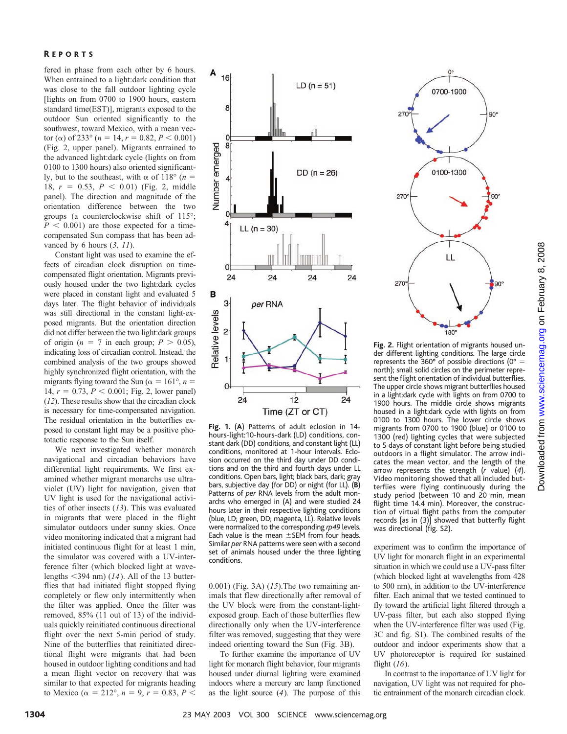fered in phase from each other by 6 hours. When entrained to a light:dark condition that was close to the fall outdoor lighting cycle [lights on from 0700 to 1900 hours, eastern standard time(EST)], migrants exposed to the outdoor Sun oriented significantly to the southwest, toward Mexico, with a mean vector ($\alpha$) of 233° ($n$ = 14, $r$ = 0.82, $P$ < 0.001) (Fig. 2, upper panel). Migrants entrained to the advanced light:dark cycle (lights on from 0100 to 1300 hours) also oriented significantly, but to the southeast, with $\alpha$ of 118° ($n$ = 18, $r$ = 0.53, $P$ < 0.01) (Fig. 2, middle panel). The direction and magnitude of the orientation difference between the two groups (a counterclockwise shift of 115°; $P$ < 0.001) are those expected for a time-compensated Sun compass that has been advanced by 6 hours (*3*, *11*).

Constant light was used to examine the effects of circadian clock disruption on time-compensated flight orientation. Migrants previously housed under the two light:dark cycles were placed in constant light and evaluated 5 days later. The flight behavior of individuals was still directional in the constant light-exposed migrants. But the orientation direction did not differ between the two light:dark groups of origin ($n$ = 7 in each group; $P$ > 0.05), indicating loss of circadian control. Instead, the combined analysis of the two groups showed highly synchronized flight orientation, with the migrants flying toward the Sun ($\alpha$ = 161°, $n$ = 14, $r$ = 0.73, $P$ < 0.001; Fig. 2, lower panel) (*12*). These results show that the circadian clock is necessary for time-compensated navigation. The residual orientation in the butterflies exposed to constant light may be a positive phototactic response to the Sun itself.

We next investigated whether monarch navigational and circadian behaviors have differential light requirements. We first examined whether migrant monarchs use ultraviolet (UV) light for navigation, given that UV light is used for the navigational activities of other insects (*13*). This was evaluated in migrants that were placed in the flight simulator outdoors under sunny skies. Once video monitoring indicated that a migrant had initiated continuous flight for at least 1 min, the simulator was covered with a UV-interference filter (which blocked light at wavelengths <394 nm) (*14*). All of the 13 butterflies that had initiated flight stopped flying completely or flew only intermittently when the filter was applied. Once the filter was removed, 85% (11 out of 13) of the individuals quickly reinitiated continuous directional flight over the next 5-min period of study. Nine of the butterflies that reinitiated directional flight were migrants that had been housed in outdoor lighting conditions and had a mean flight vector on recovery that was similar to that expected for migrants heading to Mexico ($\alpha$ = 212°, $n$ = 9, $r$ = 0.83, $P$ < 0.001) (Fig. 3A) (*15*).The two remaining animals that flew directionally after removal of the UV block were from the constant-light-exposed group. Each of those butterflies flew directionally only when the UV-interference filter was removed, suggesting that they were indeed orienting toward the Sun (Fig. 3B).

To further examine the importance of UV light for monarch flight behavior, four migrants housed under diurnal lighting were examined indoors where a mercury arc lamp functioned as the light source (*4*). The purpose of this experiment was to confirm the importance of UV light for monarch flight in an experimental situation in which we could use a UV-pass filter (which blocked light at wavelengths from 428 to 500 nm), in addition to the UV-interference filter. Each animal that we tested continued to fly toward the artificial light filtered through a UV-pass filter, but each also stopped flying when the UV-interference filter was used (Fig. 3C and fig. S1). The combined results of the outdoor and indoor experiments show that a UV photoreceptor is required for sustained flight (*16*).

In contrast to the importance of UV light for navigation, UV light was not required for photic entrainment of the monarch circadian clock.

**Fig. 1.** (**A**) Patterns of adult eclosion in 14-hours-light:10-hours-dark (LD) conditions, constant dark (DD) conditions, and constant light (LL) conditions, monitored at 1-hour intervals. Eclosion occurred on the third day under DD conditions and on the third and fourth days under LL conditions. Open bars, light; black bars, dark; gray bars, subjective day (for DD) or night (for LL). (**B**) Patterns of *per* RNA levels from the adult monarchs who emerged in (A) and were studied 24 hours later in their respective lighting conditions (blue, LD; green, DD; magenta, LL). Relative levels were normalized to the corresponding *rp49* levels. Each value is the mean ±SEM from four heads. Similar *per* RNA patterns were seen with a second set of animals housed under the three lighting conditions.

**Fig. 2.** Flight orientation of migrants housed under different lighting conditions. The large circle represents the 360° of possible directions (0° = north); small solid circles on the perimeter represent the flight orientation of individual butterflies. The upper circle shows migrant butterflies housed in a light:dark cycle with lights on from 0700 to 1900 hours. The middle circle shows migrants housed in a light:dark cycle with lights on from 0100 to 1300 hours. The lower circle shows migrants from 0700 to 1900 (blue) or 0100 to 1300 (red) lighting cycles that were subjected to 5 days of constant light before being studied outdoors in a flight simulator. The arrow indicates the mean vector, and the length of the arrow represents the strength ($r$ value) (*4*). Video monitoring showed that all included butterflies were flying continuously during the study period (between 10 and 20 min, mean flight time 14.4 min). Moreover, the construction of virtual flight paths from the computer records [as in (3)] showed that butterfly flight was directional (fig. S2).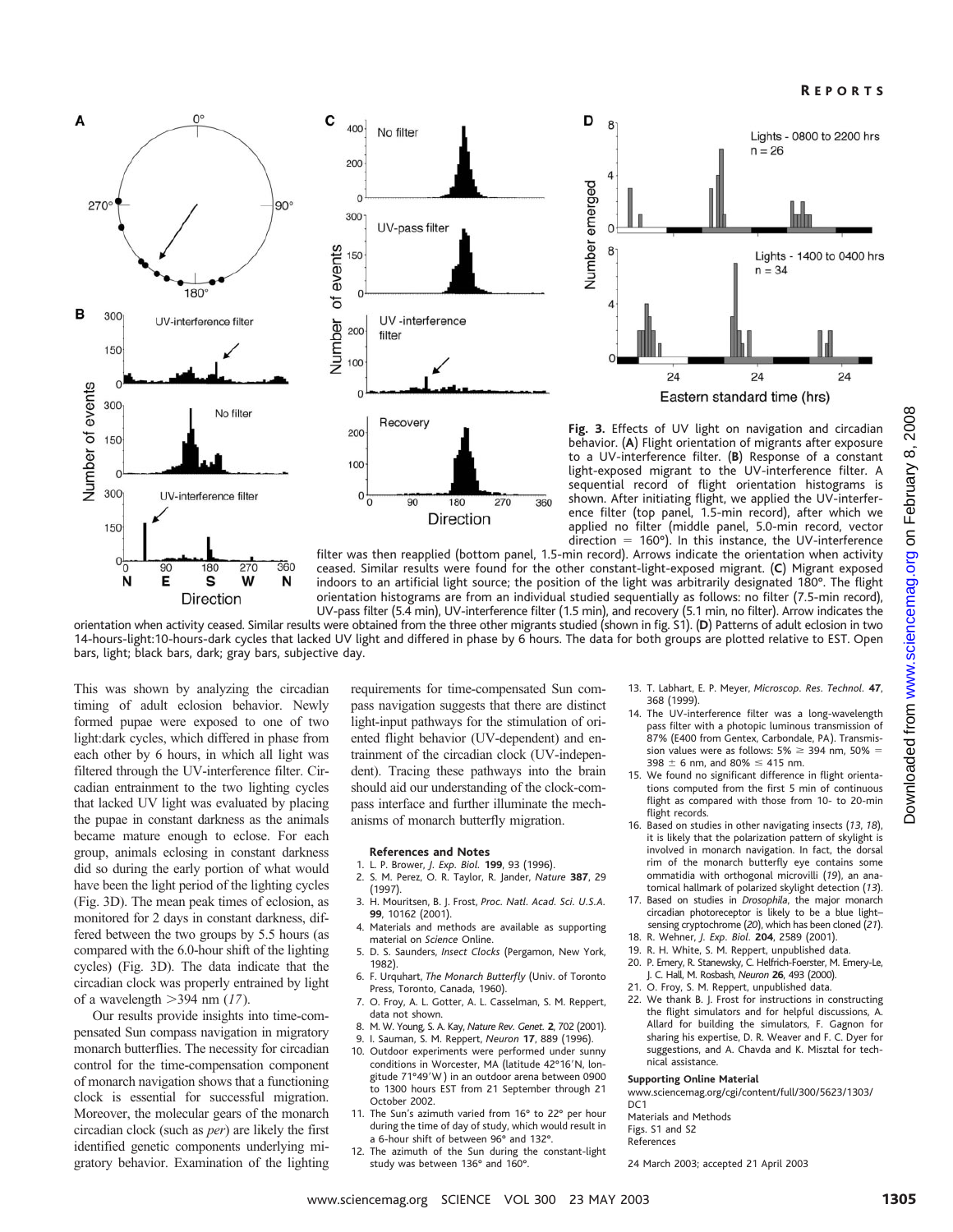A

0°

270°

90°

180°

B

300

UV-interference filter

150

0

300

No filter

150

0

300

UV-interference filter

150

0

0 90 180 270 360

N E S W N

Direction

Number of events

C

400

No filter

200

0

300

UV-pass filter

150

0

200

UV -interference

filter

100

0

Recovery

200

100

0

0 90 180 270 360

Direction

Number of events

D

8

Lights - 0800 to 2200 hrs

n = 26

4

0

8

Lights - 1400 to 0400 hrs

n = 34

4

0

24 24 24

Eastern standard time (hrs)

Number emerged

**Fig. 3.** Effects of UV light on navigation and circadian behavior. (**A**) Flight orientation of migrants after exposure to a UV-interference filter. (**B**) Response of a constant light-exposed migrant to the UV-interference filter. A sequential record of flight orientation histograms is shown. After initiating flight, we applied the UV-interference filter (top panel, 1.5-min record), after which we applied no filter (middle panel, 5.0-min record, vector direction = 160°). In this instance, the UV-interference filter was then reapplied (bottom panel, 1.5-min record). Arrows indicate the orientation when activity ceased. Similar results were found for the other constant-light-exposed migrant. (**C**) Migrant exposed indoors to an artificial light source; the position of the light was arbitrarily designated 180°. The flight orientation histograms are from an individual studied sequentially as follows: no filter (7.5-min record), UV-pass filter (5.4 min), UV-interference filter (1.5 min), and recovery (5.1 min, no filter). Arrow indicates the orientation when activity ceased. Similar results were obtained from the three other migrants studied (shown in fig. S1). (**D**) Patterns of adult eclosion in two 14-hours-light:10-hours-dark cycles that lacked UV light and differed in phase by 6 hours. The data for both groups are plotted relative to EST. Open bars, light; black bars, dark; gray bars, subjective day.

This was shown by analyzing the circadian timing of adult eclosion behavior. Newly formed pupae were exposed to one of two light:dark cycles, which differed in phase from each other by 6 hours, in which all light was filtered through the UV-interference filter. Circadian entrainment to the two lighting cycles that lacked UV light was evaluated by placing the pupae in constant darkness as the animals became mature enough to eclose. For each group, animals eclosing in constant darkness did so during the early portion of what would have been the light period of the lighting cycles (Fig. 3D). The mean peak times of eclosion, as monitored for 2 days in constant darkness, differed between the two groups by 5.5 hours (as compared with the 6.0-hour shift of the lighting cycles) (Fig. 3D). The data indicate that the circadian clock was properly entrained by light of a wavelength >394 nm (*17*).

Our results provide insights into time-compensated Sun compass navigation in migratory monarch butterflies. The necessity for circadian control for the time-compensation component of monarch navigation shows that a functioning clock is essential for successful migration. Moreover, the molecular gears of the monarch circadian clock (such as *per*) are likely the first identified genetic components underlying migratory behavior. Examination of the lighting requirements for time-compensated Sun compass navigation suggests that there are distinct light-input pathways for the stimulation of oriented flight behavior (UV-dependent) and entrainment of the circadian clock (UV-independent). Tracing these pathways into the brain should aid our understanding of the clock-compass interface and further illuminate the mechanisms of monarch butterfly migration.

### References and Notes

1. L. P. Brower, *J. Exp. Biol.* **199**, 93 (1996).
2. S. M. Perez, O. R. Taylor, R. Jander, *Nature* **387**, 29 (1997).
3. H. Mouritsen, B. J. Frost, *Proc. Natl. Acad. Sci. U.S.A.* **99**, 10162 (2001).
4. Materials and methods are available as supporting material on *Science* Online.
5. D. S. Saunders, *Insect Clocks* (Pergamon, New York, 1982).
6. F. Urquhart, *The Monarch Butterfly* (Univ. of Toronto Press, Toronto, Canada, 1960).
7. O. Froy, A. L. Gotter, A. L. Casselman, S. M. Reppert, data not shown.
8. M. W. Young, S. A. Kay, *Nature Rev. Genet.* **2**, 702 (2001).
9. I. Sauman, S. M. Reppert, *Neuron* **17**, 889 (1996).
10. Outdoor experiments were performed under sunny conditions in Worcester, MA (latitude 42°16′N, longitude 71°49′W) in an outdoor arena between 0900 to 1300 hours EST from 21 September through 21 October 2002.
11. The Sun's azimuth varied from 16° to 22° per hour during the time of day of study, which would result in a 6-hour shift of between 96° and 132°.
12. The azimuth of the Sun during the constant-light study was between 136° and 160°.
13. T. Labhart, E. P. Meyer, *Microscop. Res. Technol.* **47**, 368 (1999).
14. The UV-interference filter was a long-wavelength pass filter with a photopic luminous transmission of 87% (E400 from Gentex, Carbondale, PA). Transmission values were as follows: 5% ≥ 394 nm, 50% = 398 ± 6 nm, and 80% ≤ 415 nm.
15. We found no significant difference in flight orientations computed from the first 5 min of continuous flight as compared with those from 10- to 20-min flight records.
16. Based on studies in other navigating insects (*13*, *18*), it is likely that the polarization pattern of skylight is involved in monarch navigation. In fact, the dorsal rim of the monarch butterfly eye contains some ommatidia with orthogonal microvilli (*19*), an anatomical hallmark of polarized skylight detection (*13*).
17. Based on studies in *Drosophila*, the major monarch circadian photoreceptor is likely to be a blue light–sensing cryptochrome (*20*), which has been cloned (*21*).
18. R. Wehner, *J. Exp. Biol.* **204**, 2589 (2001).
19. R. H. White, S. M. Reppert, unpublished data.
20. P. Emery, R. Stanewsky, C. Helfrich-Foerster, M. Emery-Le, J. C. Hall, M. Rosbash, *Neuron* **26**, 493 (2000).
21. O. Froy, S. M. Reppert, unpublished data.
22. We thank B. J. Frost for instructions in constructing the flight simulators and for helpful discussions, A. Allard for building the simulators, F. Gagnon for sharing his expertise, D. R. Weaver and F. C. Dyer for suggestions, and A. Chavda and K. Misztal for technical assistance.

### Supporting Online Material

www.sciencemag.org/cgi/content/full/300/5623/1303/DC1

Materials and Methods

Figs. S1 and S2

References

24 March 2003; accepted 21 April 2003